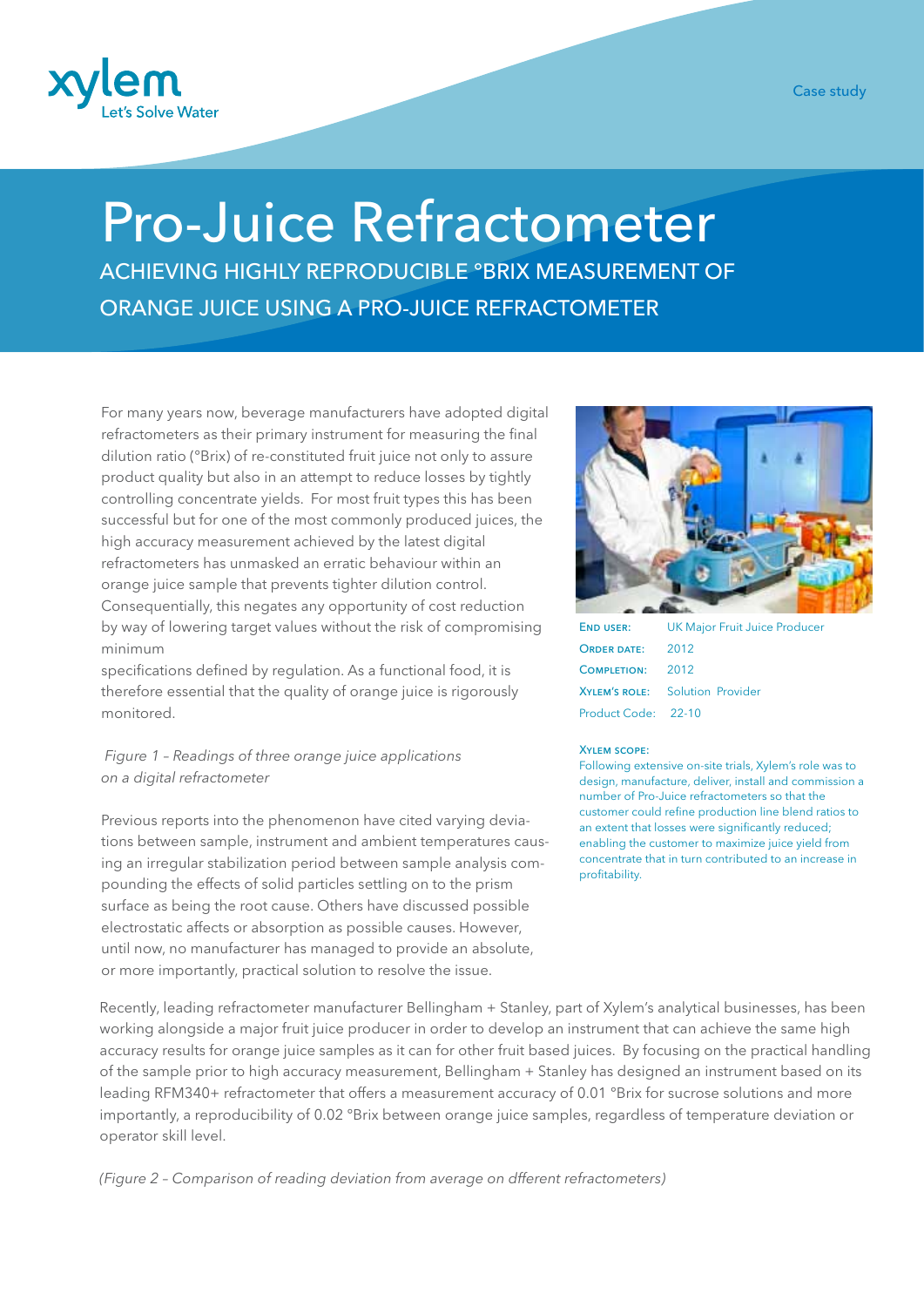Case study

# Pro-Juice Refractometer

## ACHIEVING HIGHLY REPRODUCIBLE °BRIX MEASUREMENT OF ORANGE JUICE USING A PRO-JUICE REFRACTOMETER

For many years now, beverage manufacturers have adopted digital refractometers as their primary instrument for measuring the final dilution ratio (°Brix) of re-constituted fruit juice not only to assure product quality but also in an attempt to reduce losses by tightly controlling concentrate yields. For most fruit types this has been successful but for one of the most commonly produced juices, the high accuracy measurement achieved by the latest digital refractometers has unmasked an erratic behaviour within an orange juice sample that prevents tighter dilution control. Consequentially, this negates any opportunity of cost reduction by way of lowering target values without the risk of compromising minimum specifications defined by regulation. As a functional food, it is therefore essential that the quality of orange juice is rigorously monitored.

*Figure 1 – Readings of three orange juice applications on a digital refractometer*

Previous reports into the phenomenon have cited varying deviations between sample, instrument and ambient temperatures causing an irregular stabilization period between sample analysis compounding the effects of solid particles settling on to the prism surface as being the root cause. Others have discussed possible electrostatic affects or absorption as possible causes. However, until now, no manufacturer has managed to provide an absolute, or more importantly, practical solution to resolve the issue.

**END USER:** UK Major Fruit Juice Producer
**ORDER DATE:** 2012
**COMPLETION:** 2012
**XYLEM'S ROLE:** Solution Provider
Product Code: 22-10

**XYLEM SCOPE:**
Following extensive on-site trials, Xylem's role was to design, manufacture, deliver, install and commission a number of Pro-Juice refractometers so that the customer could refine production line blend ratios to an extent that losses were significantly reduced; enabling the customer to maximize juice yield from concentrate that in turn contributed to an increase in profitability.

Recently, leading refractometer manufacturer Bellingham + Stanley, part of Xylem's analytical businesses, has been working alongside a major fruit juice producer in order to develop an instrument that can achieve the same high accuracy results for orange juice samples as it can for other fruit based juices. By focusing on the practical handling of the sample prior to high accuracy measurement, Bellingham + Stanley has designed an instrument based on its leading RFM340+ refractometer that offers a measurement accuracy of 0.01 °Brix for sucrose solutions and more importantly, a reproducibility of 0.02 °Brix between orange juice samples, regardless of temperature deviation or operator skill level.

*(Figure 2 – Comparison of reading deviation from average on dfferent refractometers)*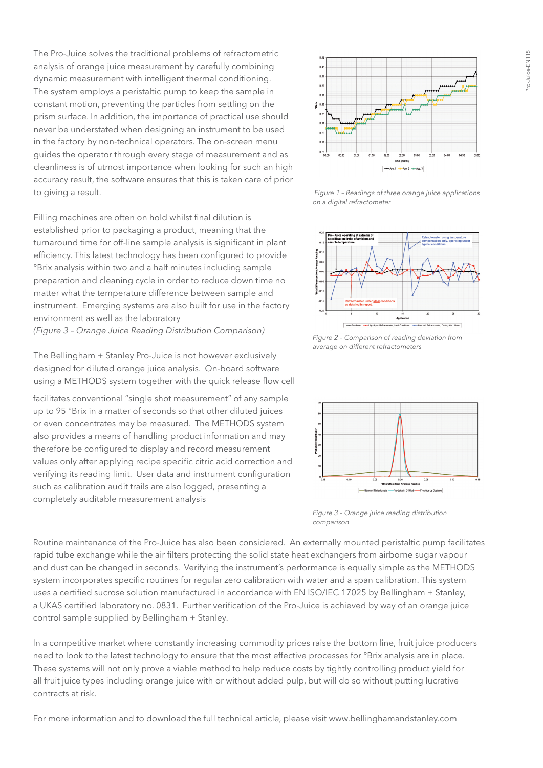The Pro-Juice solves the traditional problems of refractometric analysis of orange juice measurement by carefully combining dynamic measurement with intelligent thermal conditioning. The system employs a peristaltic pump to keep the sample in constant motion, preventing the particles from settling on the prism surface. In addition, the importance of practical use should never be understated when designing an instrument to be used in the factory by non-technical operators. The on-screen menu guides the operator through every stage of measurement and as cleanliness is of utmost importance when looking for such an high accuracy result, the software ensures that this is taken care of prior to giving a result.

Filling machines are often on hold whilst final dilution is established prior to packaging a product, meaning that the turnaround time for off-line sample analysis is significant in plant efficiency. This latest technology has been configured to provide °Brix analysis within two and a half minutes including sample preparation and cleaning cycle in order to reduce down time no matter what the temperature difference between sample and instrument. Emerging systems are also built for use in the factory environment as well as the laboratory
*(Figure 3 – Orange Juice Reading Distribution Comparison)*

The Bellingham + Stanley Pro-Juice is not however exclusively designed for diluted orange juice analysis. On-board software using a METHODS system together with the quick release flow cell facilitates conventional "single shot measurement" of any sample up to 95 °Brix in a matter of seconds so that other diluted juices or even concentrates may be measured. The METHODS system also provides a means of handling product information and may therefore be configured to display and record measurement values only after applying recipe specific citric acid correction and verifying its reading limit. User data and instrument configuration such as calibration audit trails are also logged, presenting a completely auditable measurement analysis

11.45
11.43
11.41
11.39
11.37
11.35
11.33
11.31
11.29
11.27
11.25
°Brix
00:00
00:30
01:00
01:30
02:00
02:30
03:00
03:30
04:00
04:30
05:00
Time (mm:ss)
App. 1
App. 2
App. 3

*Figure 1 – Readings of three orange juice applications on a digital refractometer*

0.20
0.15
0.10
0.05
0.00
-0.05
-0.10
-0.15
-0.20
°Brix Difference from Average Reading
0
5
10
15
20
25
30
Application
Pro- Juice operating at extreme of specification limits of ambient and sample temperature.
Refractometer using temperature compensation only, operating under typical conditions.
Refractometer under ideal conditions as detailed in report.
Pro-Juice
High Spec. Refractometer, Ideal Conditions
Standard Refractometer, Factory Conditions

*Figure 2 – Comparison of reading deviation from average on different refractometers*

70
60
50
40
30
20
10
0
Probability Distribution
-0.15
-0.10
-0.05
0.00
0.05
0.10
0.15
°Brix Offset from Average Reading
Standard Refractometer
Pro-Juice in B+S Lab
Pro-Juice by Customer

*Figure 3 – Orange juice reading distribution comparison*

Routine maintenance of the Pro-Juice has also been considered. An externally mounted peristaltic pump facilitates rapid tube exchange while the air filters protecting the solid state heat exchangers from airborne sugar vapour and dust can be changed in seconds. Verifying the instrument's performance is equally simple as the METHODS system incorporates specific routines for regular zero calibration with water and a span calibration. This system uses a certified sucrose solution manufactured in accordance with EN ISO/IEC 17025 by Bellingham + Stanley, a UKAS certified laboratory no. 0831. Further verification of the Pro-Juice is achieved by way of an orange juice control sample supplied by Bellingham + Stanley.

In a competitive market where constantly increasing commodity prices raise the bottom line, fruit juice producers need to look to the latest technology to ensure that the most effective processes for °Brix analysis are in place. These systems will not only prove a viable method to help reduce costs by tightly controlling product yield for all fruit juice types including orange juice with or without added pulp, but will do so without putting lucrative contracts at risk.

For more information and to download the full technical article, please visit www.bellinghamandstanley.com